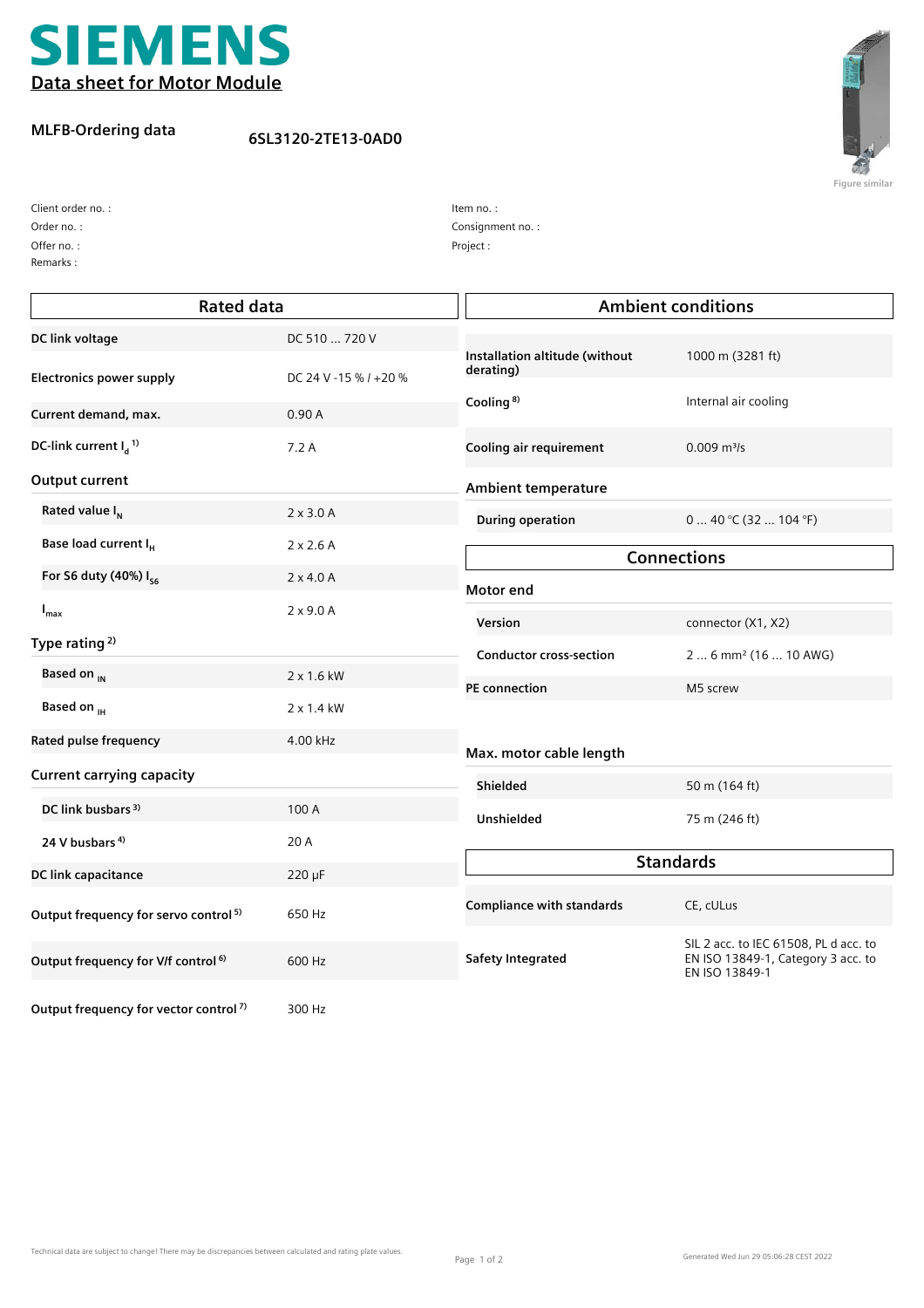# SIEMENS

## Data sheet for Motor Module

**MLFB-Ordering data** 6SL3120-2TE13-0AD0

Figure similar

Client order no. :
Order no. :
Offer no. :
Remarks :

Item no. :
Consignment no. :
Project :

| Rated data | |
|---|---|
| DC link voltage | DC 510 ... 720 V |
| Electronics power supply | DC 24 V -15 % / +20 % |
| Current demand, max. | 0.90 A |
| DC-link current $I_d$ [1] | 7.2 A |
| **Output current** | |
| Rated value $I_N$ | 2 x 3.0 A |
| Base load current $I_H$ | 2 x 2.6 A |
| For S6 duty (40%) $I_{S6}$ | 2 x 4.0 A |
| $I_{max}$ | 2 x 9.0 A |
| **Type rating** [2] | |
| Based on $_{IN}$ | 2 x 1.6 kW |
| Based on $_{IH}$ | 2 x 1.4 kW |
| Rated pulse frequency | 4.00 kHz |
| **Current carrying capacity** | |
| DC link busbars [3] | 100 A |
| 24 V busbars [4] | 20 A |
| DC link capacitance | 220 µF |
| Output frequency for servo control [5] | 650 Hz |
| Output frequency for V/f control [6] | 600 Hz |
| Output frequency for vector control [7] | 300 Hz |

| Ambient conditions | |
|---|---|
| Installation altitude (without derating) | 1000 m (3281 ft) |
| Cooling [8] | Internal air cooling |
| Cooling air requirement | 0.009 m³/s |
| **Ambient temperature** | |
| During operation | 0 ... 40 °C (32 ... 104 °F) |

| Connections | |
|---|---|
| **Motor end** | |
| Version | connector (X1, X2) |
| Conductor cross-section | 2 ... 6 mm² (16 ... 10 AWG) |
| PE connection | M5 screw |
| **Max. motor cable length** | |
| Shielded | 50 m (164 ft) |
| Unshielded | 75 m (246 ft) |

| Standards | |
|---|---|
| Compliance with standards | CE, cULus |
| Safety Integrated | SIL 2 acc. to IEC 61508, PL d acc. to EN ISO 13849-1, Category 3 acc. to EN ISO 13849-1 |

Technical data are subject to change! There may be discrepancies between calculated and rating plate values.

Generated Wed Jun 29 05:06:28 CEST 2022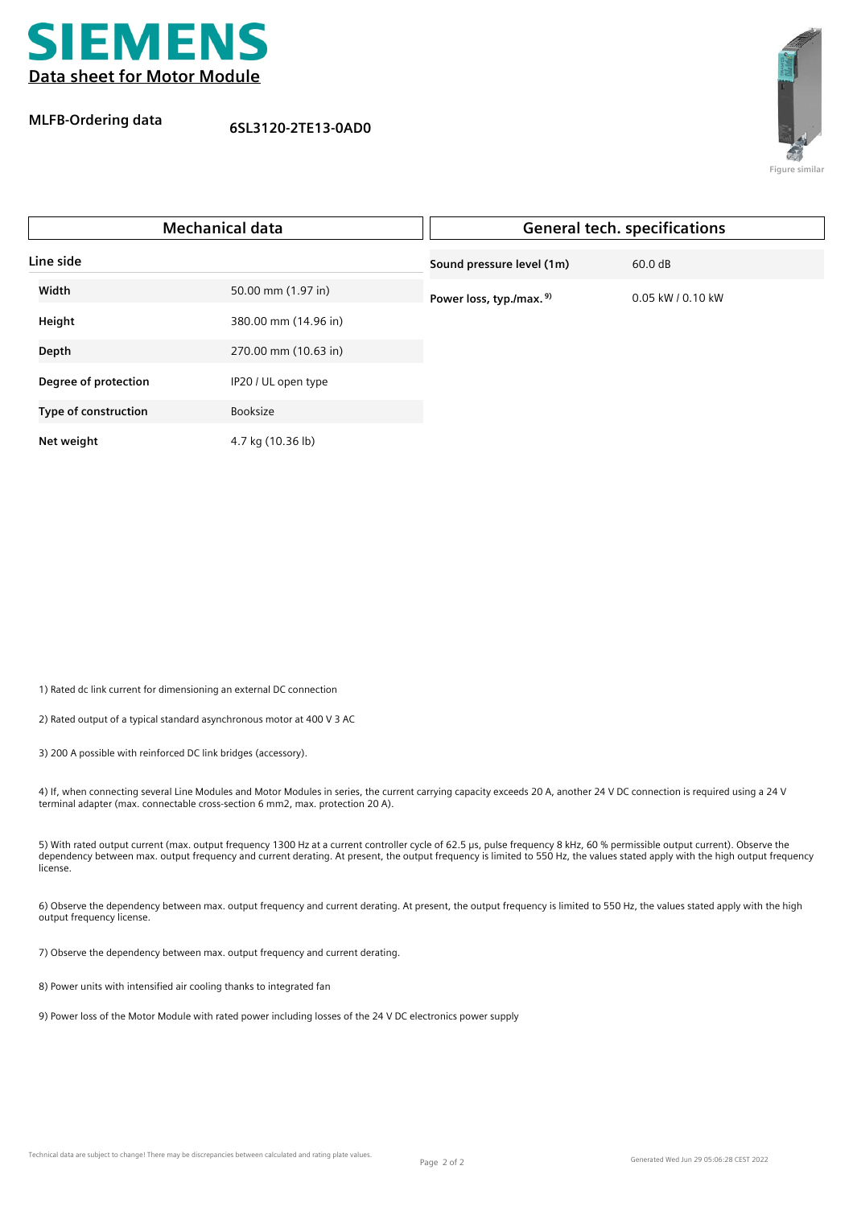**SIEMENS**

**Data sheet for Motor Module**

**MLFB-Ordering data** **6SL3120-2TE13-0AD0**

Figure similar

## Mechanical data

### Line side

| | |
|---|---|
| **Width** | 50.00 mm (1.97 in) |
| **Height** | 380.00 mm (14.96 in) |
| **Depth** | 270.00 mm (10.63 in) |
| **Degree of protection** | IP20 / UL open type |
| **Type of construction** | Booksize |
| **Net weight** | 4.7 kg (10.36 lb) |

## General tech. specifications

| | |
|---|---|
| **Sound pressure level (1m)** | 60.0 dB |
| **Power loss, typ./max.** [9] | 0.05 kW / 0.10 kW |

1) Rated dc link current for dimensioning an external DC connection

2) Rated output of a typical standard asynchronous motor at 400 V 3 AC

3) 200 A possible with reinforced DC link bridges (accessory).

4) If, when connecting several Line Modules and Motor Modules in series, the current carrying capacity exceeds 20 A, another 24 V DC connection is required using a 24 V terminal adapter (max. connectable cross-section 6 mm2, max. protection 20 A).

5) With rated output current (max. output frequency 1300 Hz at a current controller cycle of 62.5 µs, pulse frequency 8 kHz, 60 % permissible output current). Observe the dependency between max. output frequency and current derating. At present, the output frequency is limited to 550 Hz, the values stated apply with the high output frequency license.

6) Observe the dependency between max. output frequency and current derating. At present, the output frequency is limited to 550 Hz, the values stated apply with the high output frequency license.

7) Observe the dependency between max. output frequency and current derating.

8) Power units with intensified air cooling thanks to integrated fan

9) Power loss of the Motor Module with rated power including losses of the 24 V DC electronics power supply

Technical data are subject to change! There may be discrepancies between calculated and rating plate values.

Generated Wed Jun 29 05:06:28 CEST 2022